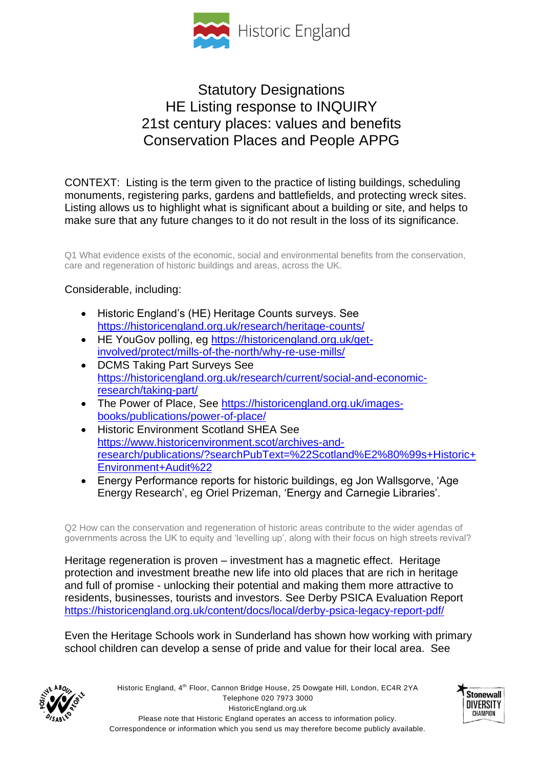# Statistory Designations

# Statutory Designations
# HE Listing response to INQUIRY
# 21st century places: values and benefits
# Conservation Places and People APPG

CONTEXT: Listing is the term given to the practice of listing buildings, scheduling monuments, registering parks, gardens and battlefields, and protecting wreck sites. Listing allows us to highlight what is significant about a building or site, and helps to make sure that any future changes to it do not result in the loss of its significance.

Q1 What evidence exists of the economic, social and environmental benefits from the conservation, care and regeneration of historic buildings and areas, across the UK.

Considerable, including:

- Historic England's (HE) Heritage Counts surveys. See https://historicengland.org.uk/research/heritage-counts/
- HE YouGov polling, eg https://historicengland.org.uk/get-involved/protect/mills-of-the-north/why-re-use-mills/
- DCMS Taking Part Surveys See https://historicengland.org.uk/research/current/social-and-economic-research/taking-part/
- The Power of Place, See https://historicengland.org.uk/images-books/publications/power-of-place/
- Historic Environment Scotland SHEA See https://www.historicenvironment.scot/archives-and-research/publications/?searchPubText=%22Scotland%E2%80%99s+Historic+Environment+Audit%22
- Energy Performance reports for historic buildings, eg Jon Wallsgorve, 'Age Energy Research', eg Oriel Prizeman, 'Energy and Carnegie Libraries'.

Q2 How can the conservation and regeneration of historic areas contribute to the wider agendas of governments across the UK to equity and 'levelling up', along with their focus on high streets revival?

Heritage regeneration is proven – investment has a magnetic effect. Heritage protection and investment breathe new life into old places that are rich in heritage and full of promise - unlocking their potential and making them more attractive to residents, businesses, tourists and investors. See Derby PSICA Evaluation Report https://historicengland.org.uk/content/docs/local/derby-psica-legacy-report-pdf/

Even the Heritage Schools work in Sunderland has shown how working with primary school children can develop a sense of pride and value for their local area. See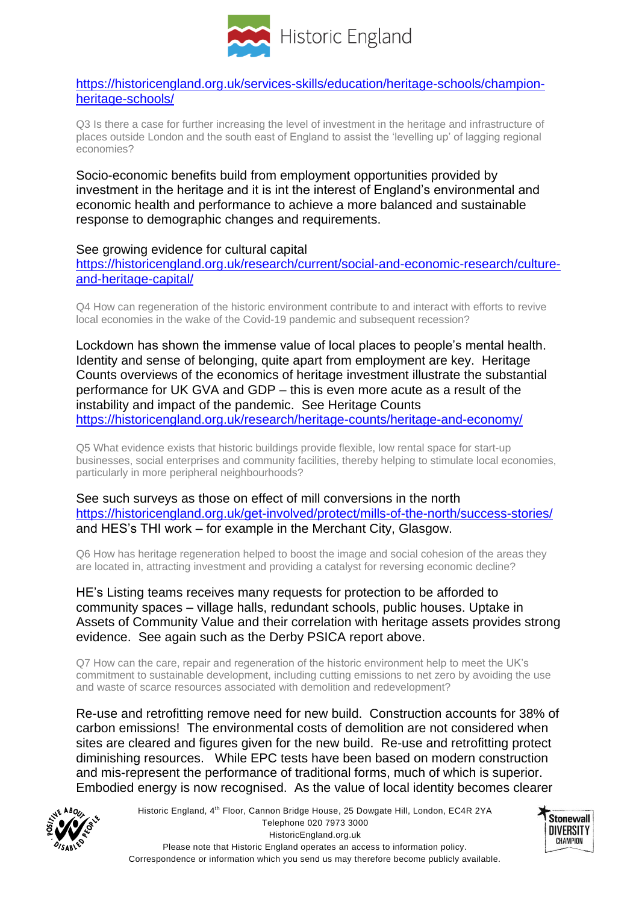https://historicengland.org.uk/services-skills/education/heritage-schools/champion-heritage-schools/

Q3 Is there a case for further increasing the level of investment in the heritage and infrastructure of places outside London and the south east of England to assist the 'levelling up' of lagging regional economies?

Socio-economic benefits build from employment opportunities provided by investment in the heritage and it is int the interest of England's environmental and economic health and performance to achieve a more balanced and sustainable response to demographic changes and requirements.

See growing evidence for cultural capital
https://historicengland.org.uk/research/current/social-and-economic-research/culture-and-heritage-capital/

Q4 How can regeneration of the historic environment contribute to and interact with efforts to revive local economies in the wake of the Covid-19 pandemic and subsequent recession?

Lockdown has shown the immense value of local places to people's mental health. Identity and sense of belonging, quite apart from employment are key. Heritage Counts overviews of the economics of heritage investment illustrate the substantial performance for UK GVA and GDP – this is even more acute as a result of the instability and impact of the pandemic. See Heritage Counts https://historicengland.org.uk/research/heritage-counts/heritage-and-economy/

Q5 What evidence exists that historic buildings provide flexible, low rental space for start-up businesses, social enterprises and community facilities, thereby helping to stimulate local economies, particularly in more peripheral neighbourhoods?

See such surveys as those on effect of mill conversions in the north https://historicengland.org.uk/get-involved/protect/mills-of-the-north/success-stories/ and HES's THI work – for example in the Merchant City, Glasgow.

Q6 How has heritage regeneration helped to boost the image and social cohesion of the areas they are located in, attracting investment and providing a catalyst for reversing economic decline?

HE's Listing teams receives many requests for protection to be afforded to community spaces – village halls, redundant schools, public houses. Uptake in Assets of Community Value and their correlation with heritage assets provides strong evidence. See again such as the Derby PSICA report above.

Q7 How can the care, repair and regeneration of the historic environment help to meet the UK's commitment to sustainable development, including cutting emissions to net zero by avoiding the use and waste of scarce resources associated with demolition and redevelopment?

Re-use and retrofitting remove need for new build. Construction accounts for 38% of carbon emissions! The environmental costs of demolition are not considered when sites are cleared and figures given for the new build. Re-use and retrofitting protect diminishing resources. While EPC tests have been based on modern construction and mis-represent the performance of traditional forms, much of which is superior. Embodied energy is now recognised. As the value of local identity becomes clearer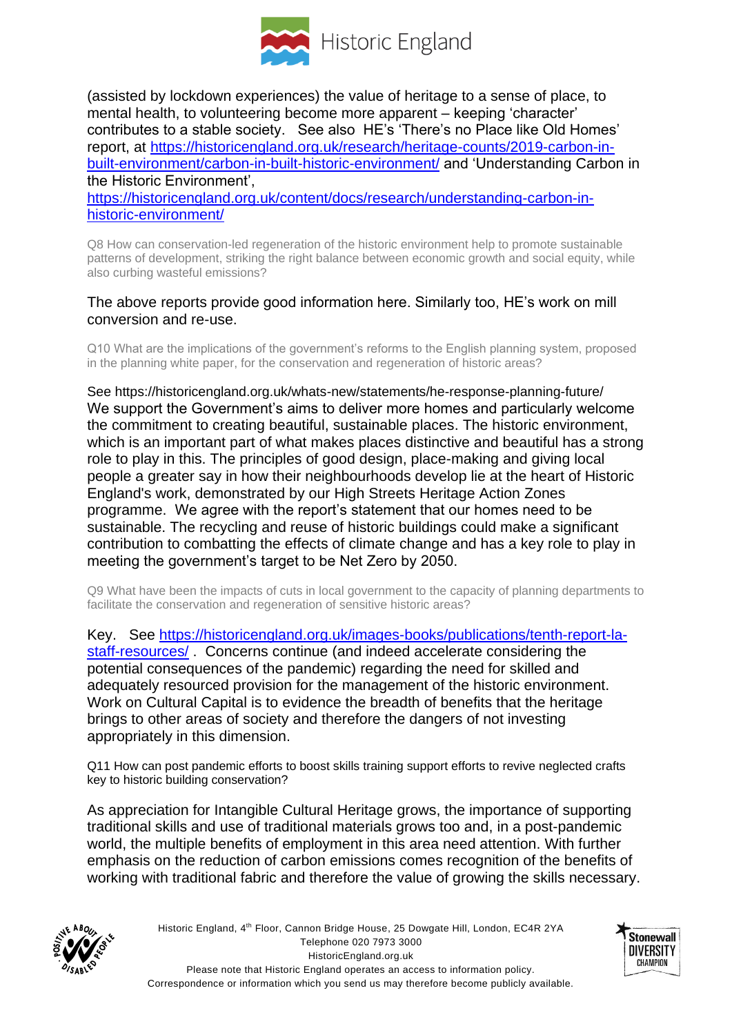(assisted by lockdown experiences) the value of heritage to a sense of place, to mental health, to volunteering become more apparent – keeping 'character' contributes to a stable society. See also HE's 'There's no Place like Old Homes' report, at https://historicengland.org.uk/research/heritage-counts/2019-carbon-in-built-environment/carbon-in-built-historic-environment/ and 'Understanding Carbon in the Historic Environment', https://historicengland.org.uk/content/docs/research/understanding-carbon-in-historic-environment/

Q8 How can conservation-led regeneration of the historic environment help to promote sustainable patterns of development, striking the right balance between economic growth and social equity, while also curbing wasteful emissions?

The above reports provide good information here. Similarly too, HE's work on mill conversion and re-use.

Q10 What are the implications of the government's reforms to the English planning system, proposed in the planning white paper, for the conservation and regeneration of historic areas?

See https://historicengland.org.uk/whats-new/statements/he-response-planning-future/
We support the Government's aims to deliver more homes and particularly welcome the commitment to creating beautiful, sustainable places. The historic environment, which is an important part of what makes places distinctive and beautiful has a strong role to play in this. The principles of good design, place-making and giving local people a greater say in how their neighbourhoods develop lie at the heart of Historic England's work, demonstrated by our High Streets Heritage Action Zones programme. We agree with the report's statement that our homes need to be sustainable. The recycling and reuse of historic buildings could make a significant contribution to combatting the effects of climate change and has a key role to play in meeting the government's target to be Net Zero by 2050.

Q9 What have been the impacts of cuts in local government to the capacity of planning departments to facilitate the conservation and regeneration of sensitive historic areas?

Key. See https://historicengland.org.uk/images-books/publications/tenth-report-la-staff-resources/ . Concerns continue (and indeed accelerate considering the potential consequences of the pandemic) regarding the need for skilled and adequately resourced provision for the management of the historic environment. Work on Cultural Capital is to evidence the breadth of benefits that the heritage brings to other areas of society and therefore the dangers of not investing appropriately in this dimension.

Q11 How can post pandemic efforts to boost skills training support efforts to revive neglected crafts key to historic building conservation?

As appreciation for Intangible Cultural Heritage grows, the importance of supporting traditional skills and use of traditional materials grows too and, in a post-pandemic world, the multiple benefits of employment in this area need attention. With further emphasis on the reduction of carbon emissions comes recognition of the benefits of working with traditional fabric and therefore the value of growing the skills necessary.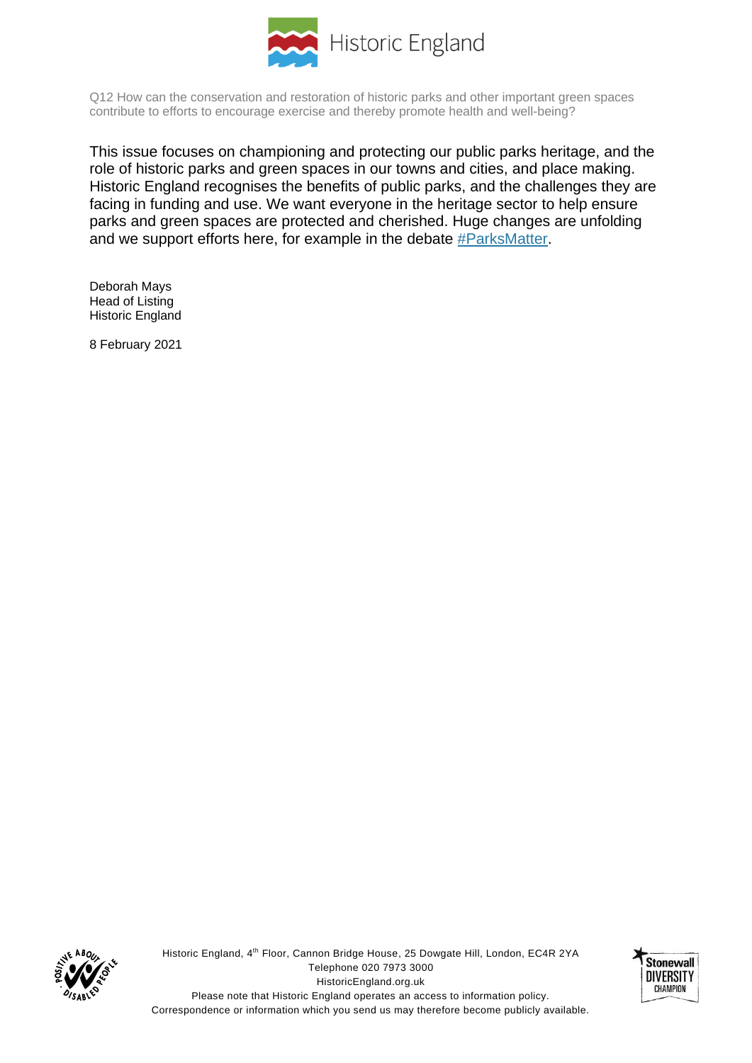Q12 How can the conservation and restoration of historic parks and other important green spaces contribute to efforts to encourage exercise and thereby promote health and well-being?

This issue focuses on championing and protecting our public parks heritage, and the role of historic parks and green spaces in our towns and cities, and place making. Historic England recognises the benefits of public parks, and the challenges they are facing in funding and use. We want everyone in the heritage sector to help ensure parks and green spaces are protected and cherished. Huge changes are unfolding and we support efforts here, for example in the debate #ParksMatter.

Deborah Mays
Head of Listing
Historic England

8 February 2021